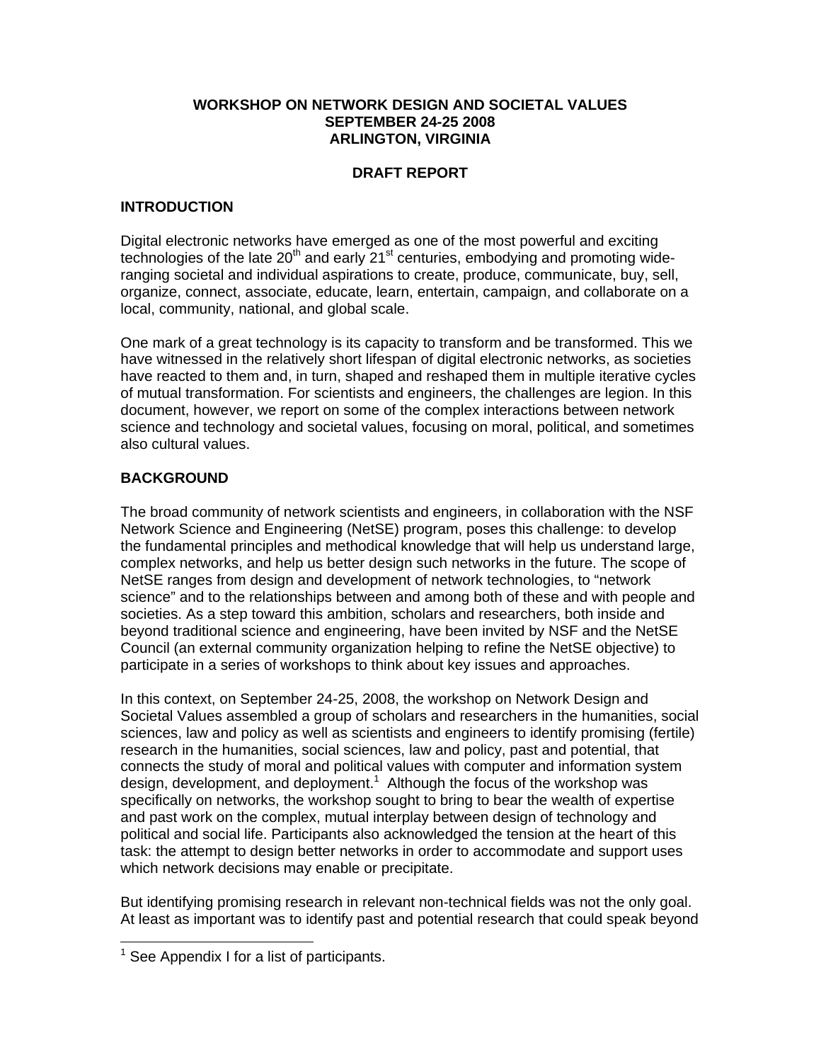# WORKSHOP ON NETWORK DESIGN AND SOCIETAL VALUES
# SEPTEMBER 24-25 2008
# ARLINGTON, VIRGINIA

## DRAFT REPORT

## INTRODUCTION

Digital electronic networks have emerged as one of the most powerful and exciting technologies of the late 20th and early 21st centuries, embodying and promoting wide-ranging societal and individual aspirations to create, produce, communicate, buy, sell, organize, connect, associate, educate, learn, entertain, campaign, and collaborate on a local, community, national, and global scale.

One mark of a great technology is its capacity to transform and be transformed. This we have witnessed in the relatively short lifespan of digital electronic networks, as societies have reacted to them and, in turn, shaped and reshaped them in multiple iterative cycles of mutual transformation. For scientists and engineers, the challenges are legion. In this document, however, we report on some of the complex interactions between network science and technology and societal values, focusing on moral, political, and sometimes also cultural values.

## BACKGROUND

The broad community of network scientists and engineers, in collaboration with the NSF Network Science and Engineering (NetSE) program, poses this challenge: to develop the fundamental principles and methodical knowledge that will help us understand large, complex networks, and help us better design such networks in the future. The scope of NetSE ranges from design and development of network technologies, to "network science" and to the relationships between and among both of these and with people and societies. As a step toward this ambition, scholars and researchers, both inside and beyond traditional science and engineering, have been invited by NSF and the NetSE Council (an external community organization helping to refine the NetSE objective) to participate in a series of workshops to think about key issues and approaches.

In this context, on September 24-25, 2008, the workshop on Network Design and Societal Values assembled a group of scholars and researchers in the humanities, social sciences, law and policy as well as scientists and engineers to identify promising (fertile) research in the humanities, social sciences, law and policy, past and potential, that connects the study of moral and political values with computer and information system design, development, and deployment.[1] Although the focus of the workshop was specifically on networks, the workshop sought to bring to bear the wealth of expertise and past work on the complex, mutual interplay between design of technology and political and social life. Participants also acknowledged the tension at the heart of this task: the attempt to design better networks in order to accommodate and support uses which network decisions may enable or precipitate.

But identifying promising research in relevant non-technical fields was not the only goal. At least as important was to identify past and potential research that could speak beyond

[1] See Appendix I for a list of participants.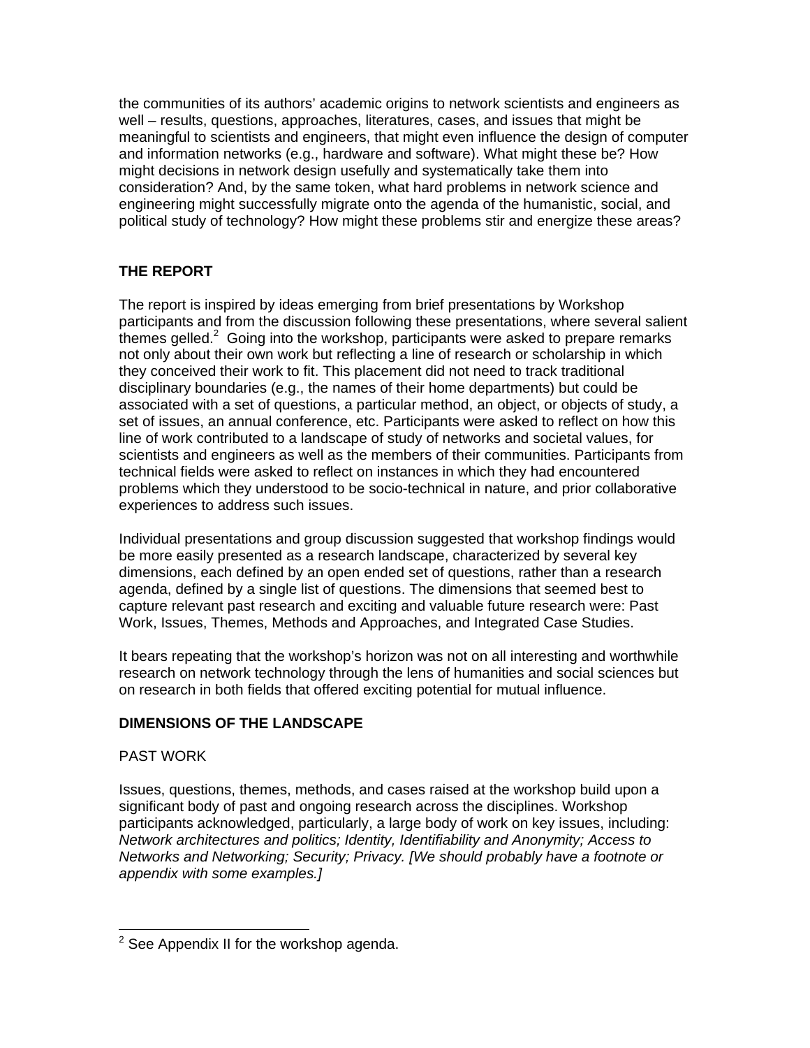the communities of its authors' academic origins to network scientists and engineers as well – results, questions, approaches, literatures, cases, and issues that might be meaningful to scientists and engineers, that might even influence the design of computer and information networks (e.g., hardware and software). What might these be? How might decisions in network design usefully and systematically take them into consideration? And, by the same token, what hard problems in network science and engineering might successfully migrate onto the agenda of the humanistic, social, and political study of technology? How might these problems stir and energize these areas?

## THE REPORT

The report is inspired by ideas emerging from brief presentations by Workshop participants and from the discussion following these presentations, where several salient themes gelled.[2] Going into the workshop, participants were asked to prepare remarks not only about their own work but reflecting a line of research or scholarship in which they conceived their work to fit. This placement did not need to track traditional disciplinary boundaries (e.g., the names of their home departments) but could be associated with a set of questions, a particular method, an object, or objects of study, a set of issues, an annual conference, etc. Participants were asked to reflect on how this line of work contributed to a landscape of study of networks and societal values, for scientists and engineers as well as the members of their communities. Participants from technical fields were asked to reflect on instances in which they had encountered problems which they understood to be socio-technical in nature, and prior collaborative experiences to address such issues.

Individual presentations and group discussion suggested that workshop findings would be more easily presented as a research landscape, characterized by several key dimensions, each defined by an open ended set of questions, rather than a research agenda, defined by a single list of questions. The dimensions that seemed best to capture relevant past research and exciting and valuable future research were: Past Work, Issues, Themes, Methods and Approaches, and Integrated Case Studies.

It bears repeating that the workshop's horizon was not on all interesting and worthwhile research on network technology through the lens of humanities and social sciences but on research in both fields that offered exciting potential for mutual influence.

## DIMENSIONS OF THE LANDSCAPE

### PAST WORK

Issues, questions, themes, methods, and cases raised at the workshop build upon a significant body of past and ongoing research across the disciplines. Workshop participants acknowledged, particularly, a large body of work on key issues, including: *Network architectures and politics; Identity, Identifiability and Anonymity; Access to Networks and Networking; Security; Privacy. [We should probably have a footnote or appendix with some examples.]*

---

[2] See Appendix II for the workshop agenda.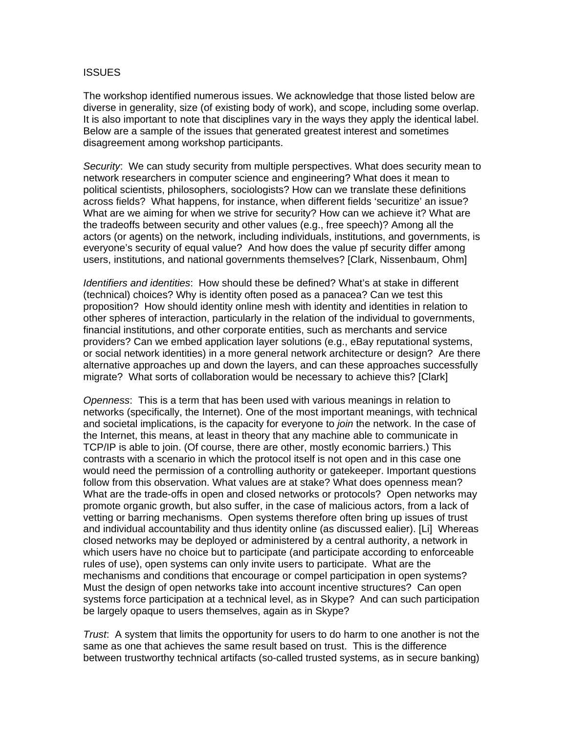ISSUES

The workshop identified numerous issues. We acknowledge that those listed below are diverse in generality, size (of existing body of work), and scope, including some overlap. It is also important to note that disciplines vary in the ways they apply the identical label. Below are a sample of the issues that generated greatest interest and sometimes disagreement among workshop participants.

*Security*: We can study security from multiple perspectives. What does security mean to network researchers in computer science and engineering? What does it mean to political scientists, philosophers, sociologists? How can we translate these definitions across fields? What happens, for instance, when different fields 'securitize' an issue? What are we aiming for when we strive for security? How can we achieve it? What are the tradeoffs between security and other values (e.g., free speech)? Among all the actors (or agents) on the network, including individuals, institutions, and governments, is everyone's security of equal value? And how does the value pf security differ among users, institutions, and national governments themselves? [Clark, Nissenbaum, Ohm]

*Identifiers and identities*: How should these be defined? What's at stake in different (technical) choices? Why is identity often posed as a panacea? Can we test this proposition? How should identity online mesh with identity and identities in relation to other spheres of interaction, particularly in the relation of the individual to governments, financial institutions, and other corporate entities, such as merchants and service providers? Can we embed application layer solutions (e.g., eBay reputational systems, or social network identities) in a more general network architecture or design? Are there alternative approaches up and down the layers, and can these approaches successfully migrate? What sorts of collaboration would be necessary to achieve this? [Clark]

*Openness*: This is a term that has been used with various meanings in relation to networks (specifically, the Internet). One of the most important meanings, with technical and societal implications, is the capacity for everyone to *join* the network. In the case of the Internet, this means, at least in theory that any machine able to communicate in TCP/IP is able to join. (Of course, there are other, mostly economic barriers.) This contrasts with a scenario in which the protocol itself is not open and in this case one would need the permission of a controlling authority or gatekeeper. Important questions follow from this observation. What values are at stake? What does openness mean? What are the trade-offs in open and closed networks or protocols? Open networks may promote organic growth, but also suffer, in the case of malicious actors, from a lack of vetting or barring mechanisms. Open systems therefore often bring up issues of trust and individual accountability and thus identity online (as discussed ealier). [Li] Whereas closed networks may be deployed or administered by a central authority, a network in which users have no choice but to participate (and participate according to enforceable rules of use), open systems can only invite users to participate. What are the mechanisms and conditions that encourage or compel participation in open systems? Must the design of open networks take into account incentive structures? Can open systems force participation at a technical level, as in Skype? And can such participation be largely opaque to users themselves, again as in Skype?

*Trust*: A system that limits the opportunity for users to do harm to one another is not the same as one that achieves the same result based on trust. This is the difference between trustworthy technical artifacts (so-called trusted systems, as in secure banking)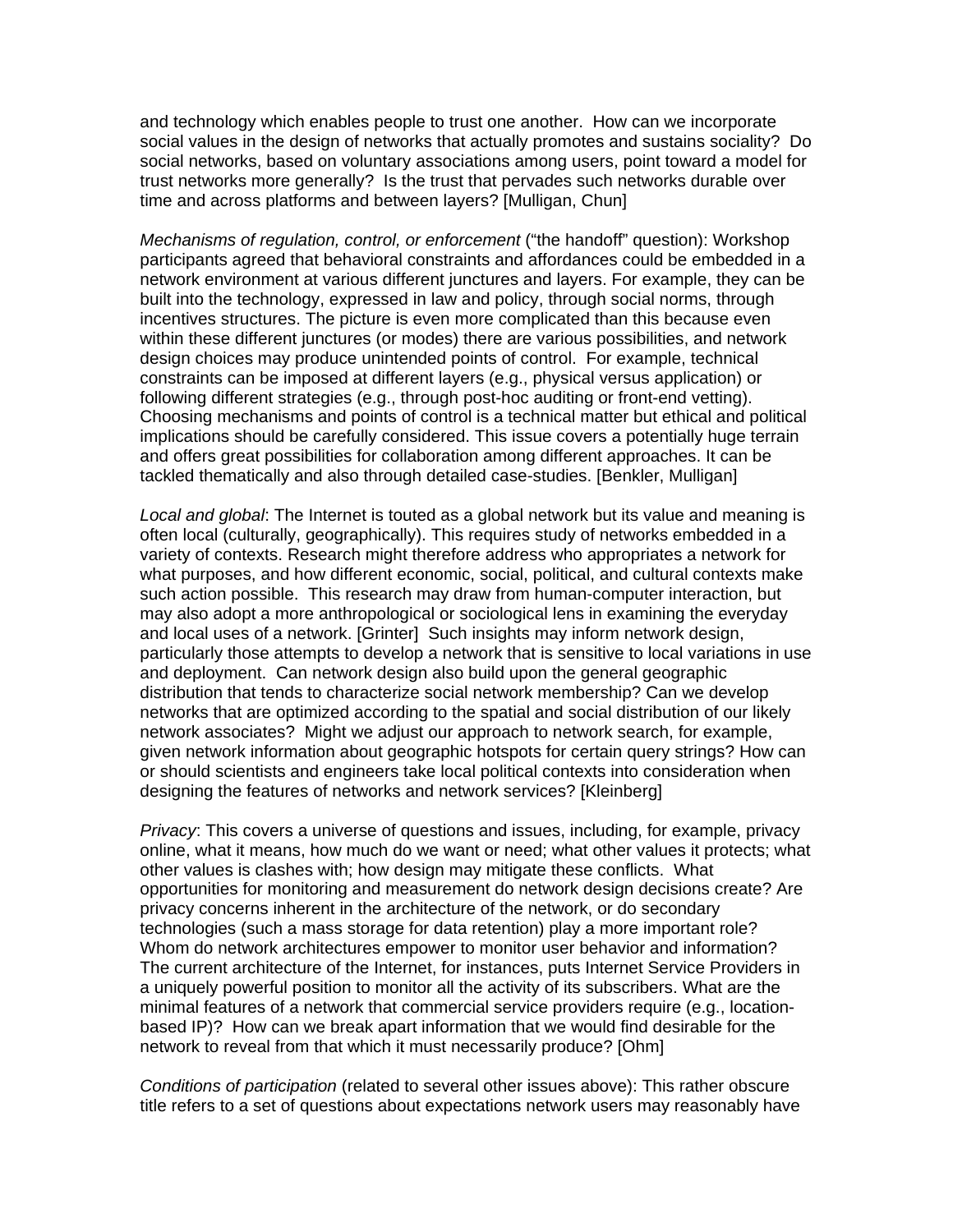and technology which enables people to trust one another. How can we incorporate social values in the design of networks that actually promotes and sustains sociality? Do social networks, based on voluntary associations among users, point toward a model for trust networks more generally? Is the trust that pervades such networks durable over time and across platforms and between layers? [Mulligan, Chun]

*Mechanisms of regulation, control, or enforcement* ("the handoff" question): Workshop participants agreed that behavioral constraints and affordances could be embedded in a network environment at various different junctures and layers. For example, they can be built into the technology, expressed in law and policy, through social norms, through incentives structures. The picture is even more complicated than this because even within these different junctures (or modes) there are various possibilities, and network design choices may produce unintended points of control. For example, technical constraints can be imposed at different layers (e.g., physical versus application) or following different strategies (e.g., through post-hoc auditing or front-end vetting). Choosing mechanisms and points of control is a technical matter but ethical and political implications should be carefully considered. This issue covers a potentially huge terrain and offers great possibilities for collaboration among different approaches. It can be tackled thematically and also through detailed case-studies. [Benkler, Mulligan]

*Local and global*: The Internet is touted as a global network but its value and meaning is often local (culturally, geographically). This requires study of networks embedded in a variety of contexts. Research might therefore address who appropriates a network for what purposes, and how different economic, social, political, and cultural contexts make such action possible. This research may draw from human-computer interaction, but may also adopt a more anthropological or sociological lens in examining the everyday and local uses of a network. [Grinter] Such insights may inform network design, particularly those attempts to develop a network that is sensitive to local variations in use and deployment. Can network design also build upon the general geographic distribution that tends to characterize social network membership? Can we develop networks that are optimized according to the spatial and social distribution of our likely network associates? Might we adjust our approach to network search, for example, given network information about geographic hotspots for certain query strings? How can or should scientists and engineers take local political contexts into consideration when designing the features of networks and network services? [Kleinberg]

*Privacy*: This covers a universe of questions and issues, including, for example, privacy online, what it means, how much do we want or need; what other values it protects; what other values is clashes with; how design may mitigate these conflicts. What opportunities for monitoring and measurement do network design decisions create? Are privacy concerns inherent in the architecture of the network, or do secondary technologies (such a mass storage for data retention) play a more important role? Whom do network architectures empower to monitor user behavior and information? The current architecture of the Internet, for instances, puts Internet Service Providers in a uniquely powerful position to monitor all the activity of its subscribers. What are the minimal features of a network that commercial service providers require (e.g., location-based IP)? How can we break apart information that we would find desirable for the network to reveal from that which it must necessarily produce? [Ohm]

*Conditions of participation* (related to several other issues above): This rather obscure title refers to a set of questions about expectations network users may reasonably have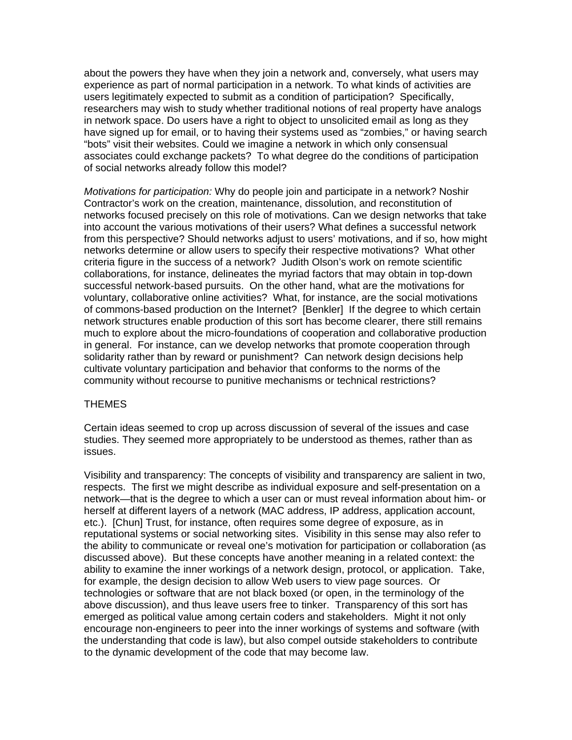about the powers they have when they join a network and, conversely, what users may experience as part of normal participation in a network. To what kinds of activities are users legitimately expected to submit as a condition of participation? Specifically, researchers may wish to study whether traditional notions of real property have analogs in network space. Do users have a right to object to unsolicited email as long as they have signed up for email, or to having their systems used as "zombies," or having search "bots" visit their websites. Could we imagine a network in which only consensual associates could exchange packets? To what degree do the conditions of participation of social networks already follow this model?

*Motivations for participation:* Why do people join and participate in a network? Noshir Contractor's work on the creation, maintenance, dissolution, and reconstitution of networks focused precisely on this role of motivations. Can we design networks that take into account the various motivations of their users? What defines a successful network from this perspective? Should networks adjust to users' motivations, and if so, how might networks determine or allow users to specify their respective motivations? What other criteria figure in the success of a network? Judith Olson's work on remote scientific collaborations, for instance, delineates the myriad factors that may obtain in top-down successful network-based pursuits. On the other hand, what are the motivations for voluntary, collaborative online activities? What, for instance, are the social motivations of commons-based production on the Internet? [Benkler] If the degree to which certain network structures enable production of this sort has become clearer, there still remains much to explore about the micro-foundations of cooperation and collaborative production in general. For instance, can we develop networks that promote cooperation through solidarity rather than by reward or punishment? Can network design decisions help cultivate voluntary participation and behavior that conforms to the norms of the community without recourse to punitive mechanisms or technical restrictions?

## THEMES

Certain ideas seemed to crop up across discussion of several of the issues and case studies. They seemed more appropriately to be understood as themes, rather than as issues.

Visibility and transparency: The concepts of visibility and transparency are salient in two, respects. The first we might describe as individual exposure and self-presentation on a network—that is the degree to which a user can or must reveal information about him- or herself at different layers of a network (MAC address, IP address, application account, etc.). [Chun] Trust, for instance, often requires some degree of exposure, as in reputational systems or social networking sites. Visibility in this sense may also refer to the ability to communicate or reveal one's motivation for participation or collaboration (as discussed above). But these concepts have another meaning in a related context: the ability to examine the inner workings of a network design, protocol, or application. Take, for example, the design decision to allow Web users to view page sources. Or technologies or software that are not black boxed (or open, in the terminology of the above discussion), and thus leave users free to tinker. Transparency of this sort has emerged as political value among certain coders and stakeholders. Might it not only encourage non-engineers to peer into the inner workings of systems and software (with the understanding that code is law), but also compel outside stakeholders to contribute to the dynamic development of the code that may become law.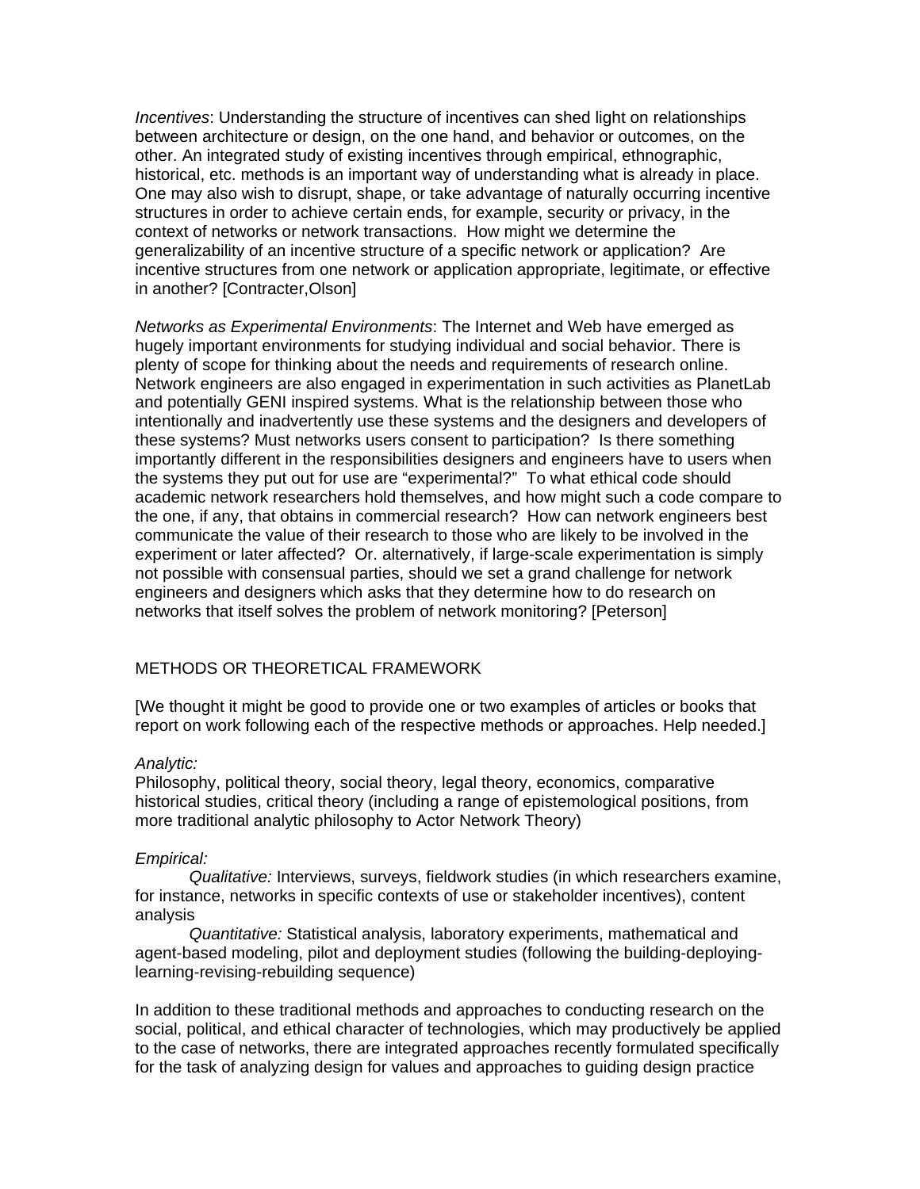*Incentives*: Understanding the structure of incentives can shed light on relationships between architecture or design, on the one hand, and behavior or outcomes, on the other. An integrated study of existing incentives through empirical, ethnographic, historical, etc. methods is an important way of understanding what is already in place. One may also wish to disrupt, shape, or take advantage of naturally occurring incentive structures in order to achieve certain ends, for example, security or privacy, in the context of networks or network transactions. How might we determine the generalizability of an incentive structure of a specific network or application? Are incentive structures from one network or application appropriate, legitimate, or effective in another? [Contracter,Olson]

*Networks as Experimental Environments*: The Internet and Web have emerged as hugely important environments for studying individual and social behavior. There is plenty of scope for thinking about the needs and requirements of research online. Network engineers are also engaged in experimentation in such activities as PlanetLab and potentially GENI inspired systems. What is the relationship between those who intentionally and inadvertently use these systems and the designers and developers of these systems? Must networks users consent to participation? Is there something importantly different in the responsibilities designers and engineers have to users when the systems they put out for use are "experimental?" To what ethical code should academic network researchers hold themselves, and how might such a code compare to the one, if any, that obtains in commercial research? How can network engineers best communicate the value of their research to those who are likely to be involved in the experiment or later affected? Or. alternatively, if large-scale experimentation is simply not possible with consensual parties, should we set a grand challenge for network engineers and designers which asks that they determine how to do research on networks that itself solves the problem of network monitoring? [Peterson]

## METHODS OR THEORETICAL FRAMEWORK

[We thought it might be good to provide one or two examples of articles or books that report on work following each of the respective methods or approaches. Help needed.]

*Analytic:*
Philosophy, political theory, social theory, legal theory, economics, comparative historical studies, critical theory (including a range of epistemological positions, from more traditional analytic philosophy to Actor Network Theory)

*Empirical:*

*Qualitative:* Interviews, surveys, fieldwork studies (in which researchers examine, for instance, networks in specific contexts of use or stakeholder incentives), content analysis

*Quantitative:* Statistical analysis, laboratory experiments, mathematical and agent-based modeling, pilot and deployment studies (following the building-deploying-learning-revising-rebuilding sequence)

In addition to these traditional methods and approaches to conducting research on the social, political, and ethical character of technologies, which may productively be applied to the case of networks, there are integrated approaches recently formulated specifically for the task of analyzing design for values and approaches to guiding design practice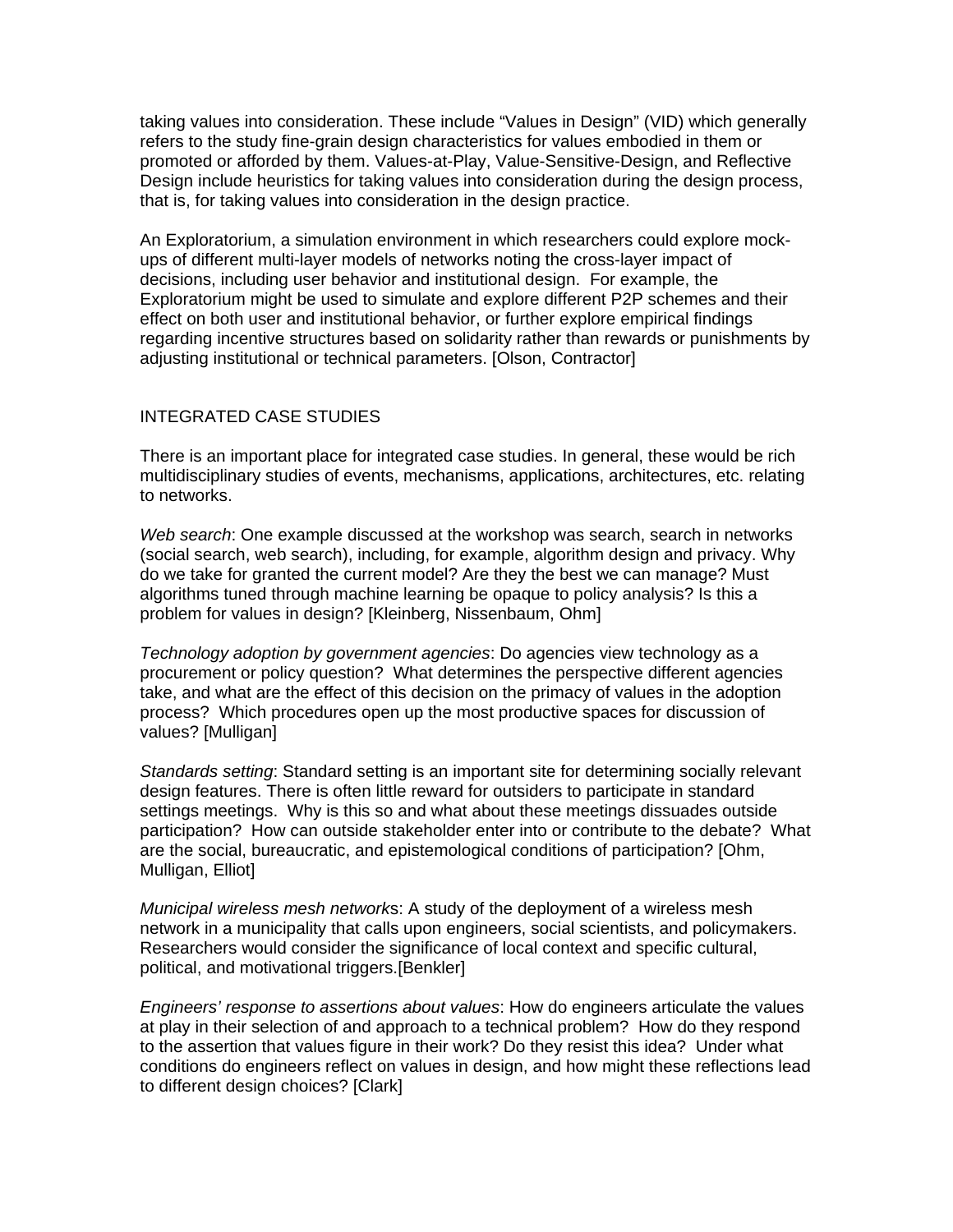taking values into consideration. These include "Values in Design" (VID) which generally refers to the study fine-grain design characteristics for values embodied in them or promoted or afforded by them. Values-at-Play, Value-Sensitive-Design, and Reflective Design include heuristics for taking values into consideration during the design process, that is, for taking values into consideration in the design practice.

An Exploratorium, a simulation environment in which researchers could explore mock-ups of different multi-layer models of networks noting the cross-layer impact of decisions, including user behavior and institutional design. For example, the Exploratorium might be used to simulate and explore different P2P schemes and their effect on both user and institutional behavior, or further explore empirical findings regarding incentive structures based on solidarity rather than rewards or punishments by adjusting institutional or technical parameters. [Olson, Contractor]

## INTEGRATED CASE STUDIES

There is an important place for integrated case studies. In general, these would be rich multidisciplinary studies of events, mechanisms, applications, architectures, etc. relating to networks.

*Web search*: One example discussed at the workshop was search, search in networks (social search, web search), including, for example, algorithm design and privacy. Why do we take for granted the current model? Are they the best we can manage? Must algorithms tuned through machine learning be opaque to policy analysis? Is this a problem for values in design? [Kleinberg, Nissenbaum, Ohm]

*Technology adoption by government agencies*: Do agencies view technology as a procurement or policy question? What determines the perspective different agencies take, and what are the effect of this decision on the primacy of values in the adoption process? Which procedures open up the most productive spaces for discussion of values? [Mulligan]

*Standards setting*: Standard setting is an important site for determining socially relevant design features. There is often little reward for outsiders to participate in standard settings meetings. Why is this so and what about these meetings dissuades outside participation? How can outside stakeholder enter into or contribute to the debate? What are the social, bureaucratic, and epistemological conditions of participation? [Ohm, Mulligan, Elliot]

*Municipal wireless mesh networks*: A study of the deployment of a wireless mesh network in a municipality that calls upon engineers, social scientists, and policymakers. Researchers would consider the significance of local context and specific cultural, political, and motivational triggers.[Benkler]

*Engineers' response to assertions about values*: How do engineers articulate the values at play in their selection of and approach to a technical problem? How do they respond to the assertion that values figure in their work? Do they resist this idea? Under what conditions do engineers reflect on values in design, and how might these reflections lead to different design choices? [Clark]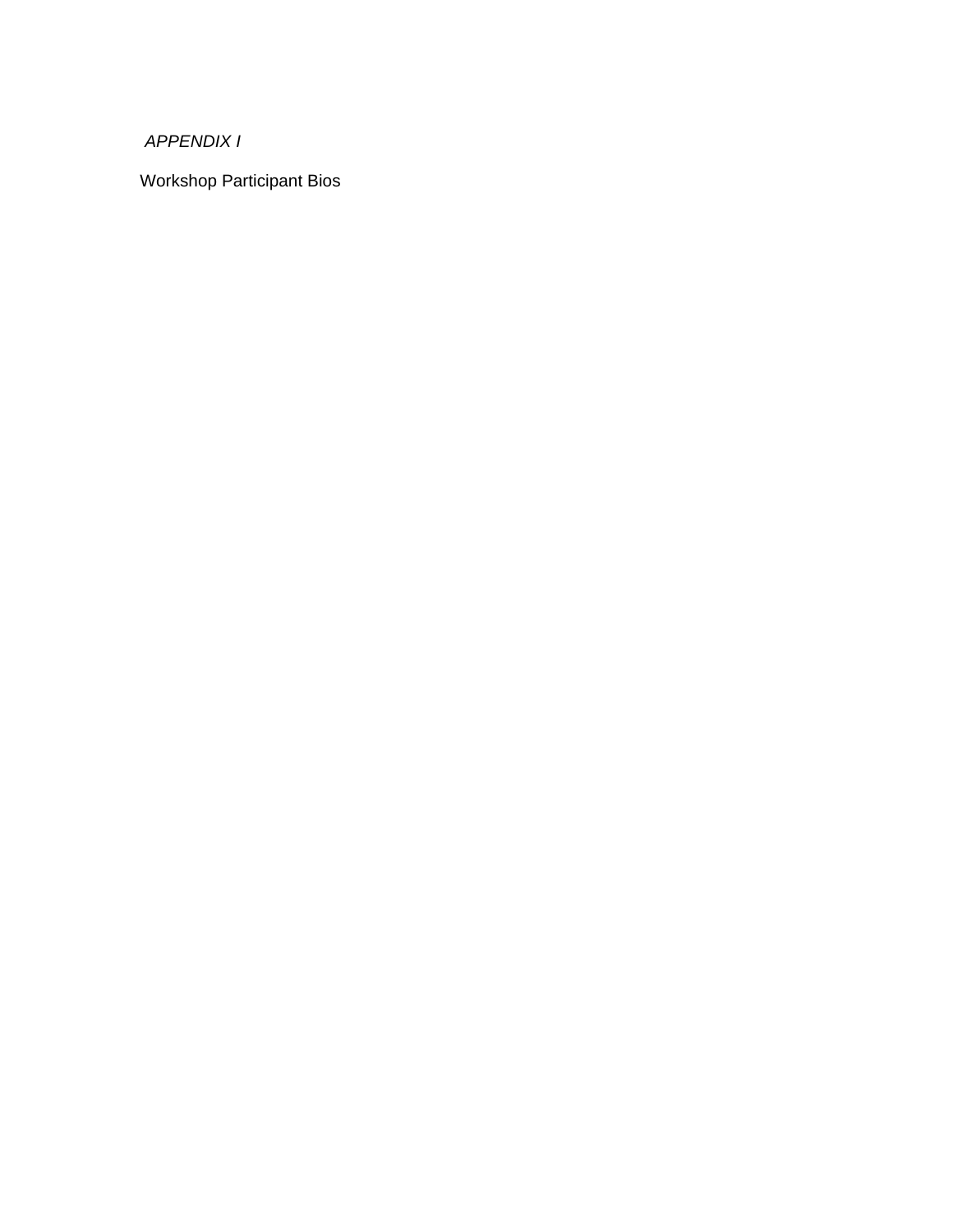*APPENDIX I*

Workshop Participant Bios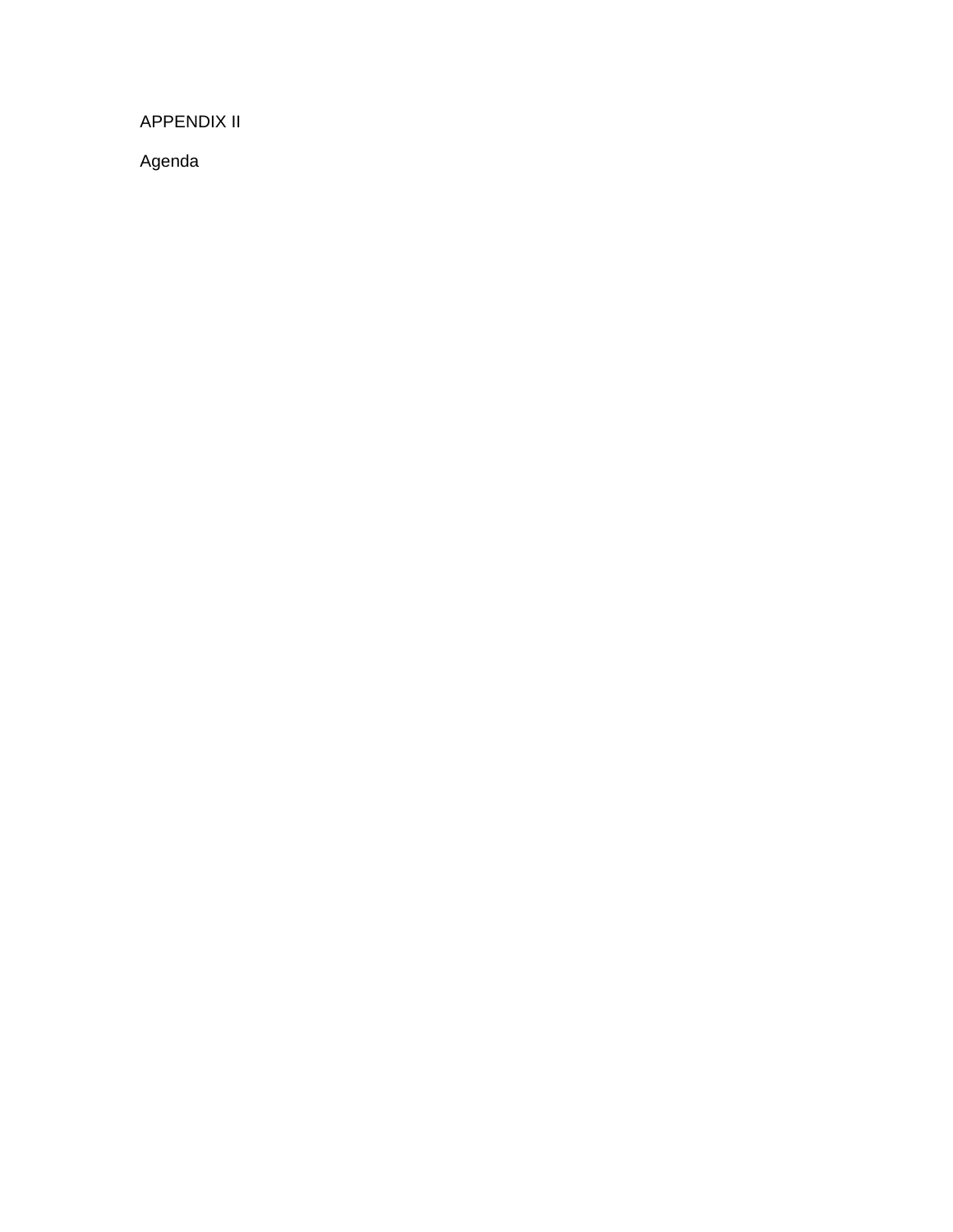APPENDIX II

Agenda